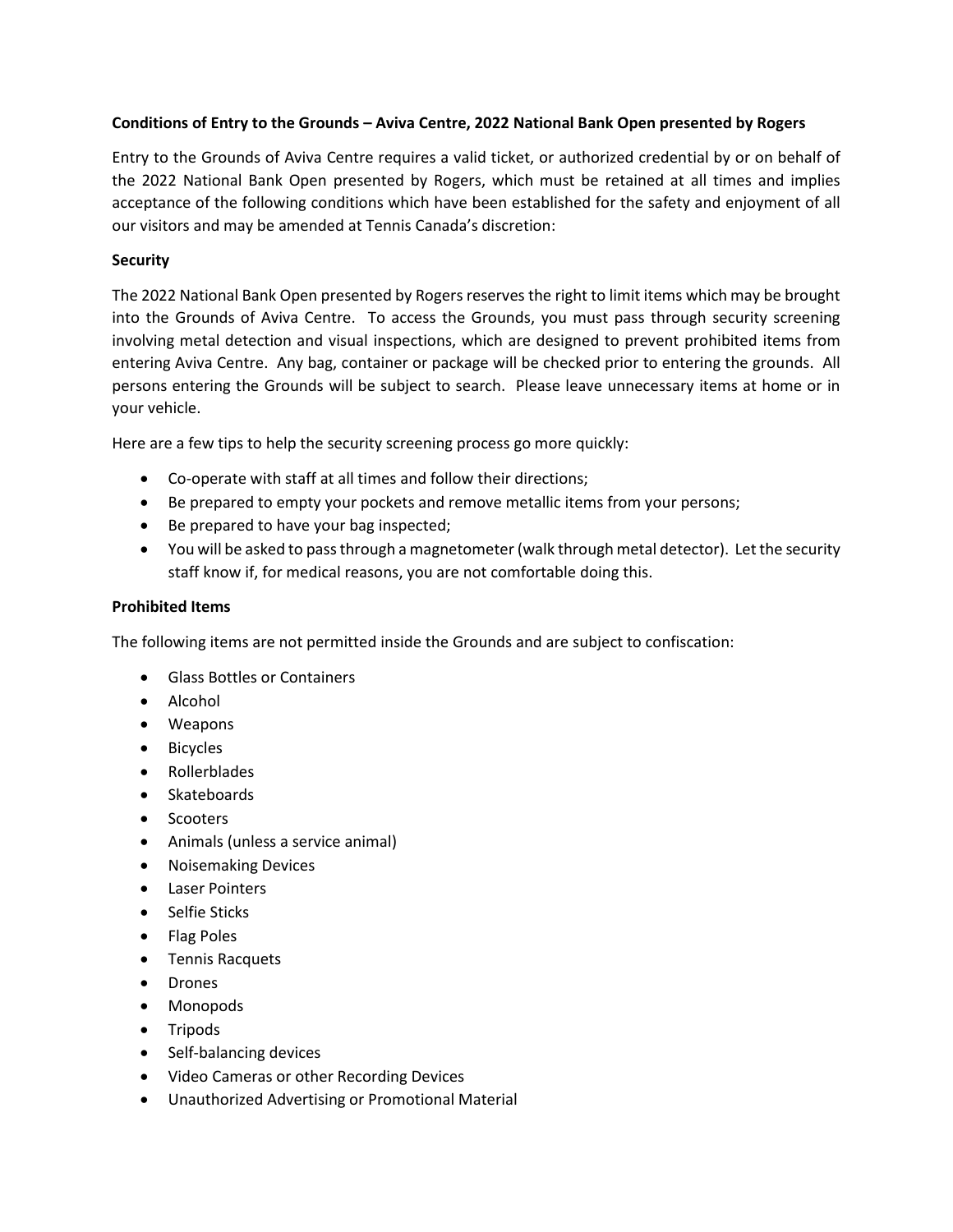**Conditions of Entry to the Grounds – Aviva Centre, 2022 National Bank Open presented by Rogers**

Entry to the Grounds of Aviva Centre requires a valid ticket, or authorized credential by or on behalf of the 2022 National Bank Open presented by Rogers, which must be retained at all times and implies acceptance of the following conditions which have been established for the safety and enjoyment of all our visitors and may be amended at Tennis Canada's discretion:

**Security**

The 2022 National Bank Open presented by Rogers reserves the right to limit items which may be brought into the Grounds of Aviva Centre. To access the Grounds, you must pass through security screening involving metal detection and visual inspections, which are designed to prevent prohibited items from entering Aviva Centre. Any bag, container or package will be checked prior to entering the grounds. All persons entering the Grounds will be subject to search. Please leave unnecessary items at home or in your vehicle.

Here are a few tips to help the security screening process go more quickly:

- Co-operate with staff at all times and follow their directions;
- Be prepared to empty your pockets and remove metallic items from your persons;
- Be prepared to have your bag inspected;
- You will be asked to pass through a magnetometer (walk through metal detector). Let the security staff know if, for medical reasons, you are not comfortable doing this.

**Prohibited Items**

The following items are not permitted inside the Grounds and are subject to confiscation:

- Glass Bottles or Containers
- Alcohol
- Weapons
- Bicycles
- Rollerblades
- Skateboards
- Scooters
- Animals (unless a service animal)
- Noisemaking Devices
- Laser Pointers
- Selfie Sticks
- Flag Poles
- Tennis Racquets
- Drones
- Monopods
- Tripods
- Self-balancing devices
- Video Cameras or other Recording Devices
- Unauthorized Advertising or Promotional Material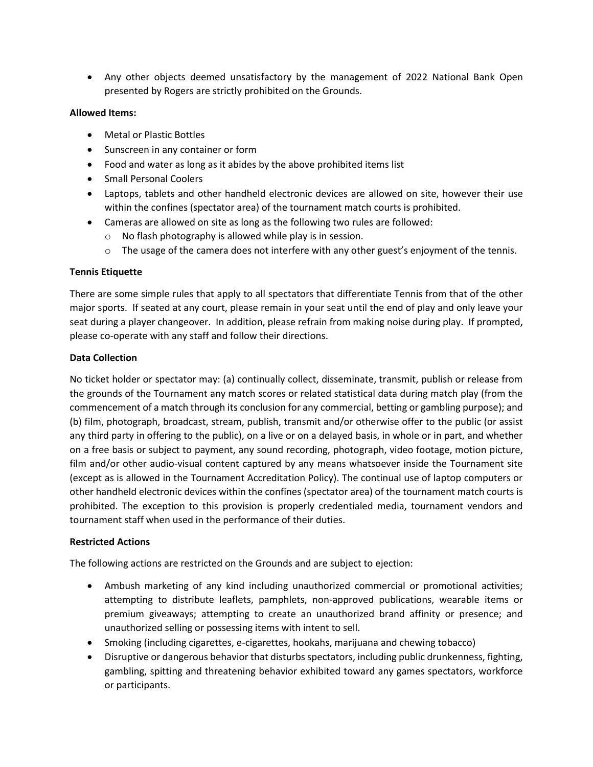- Any other objects deemed unsatisfactory by the management of 2022 National Bank Open presented by Rogers are strictly prohibited on the Grounds.

**Allowed Items:**

- Metal or Plastic Bottles
- Sunscreen in any container or form
- Food and water as long as it abides by the above prohibited items list
- Small Personal Coolers
- Laptops, tablets and other handheld electronic devices are allowed on site, however their use within the confines (spectator area) of the tournament match courts is prohibited.
- Cameras are allowed on site as long as the following two rules are followed:
  - No flash photography is allowed while play is in session.
  - The usage of the camera does not interfere with any other guest's enjoyment of the tennis.

**Tennis Etiquette**

There are some simple rules that apply to all spectators that differentiate Tennis from that of the other major sports. If seated at any court, please remain in your seat until the end of play and only leave your seat during a player changeover. In addition, please refrain from making noise during play. If prompted, please co-operate with any staff and follow their directions.

**Data Collection**

No ticket holder or spectator may: (a) continually collect, disseminate, transmit, publish or release from the grounds of the Tournament any match scores or related statistical data during match play (from the commencement of a match through its conclusion for any commercial, betting or gambling purpose); and (b) film, photograph, broadcast, stream, publish, transmit and/or otherwise offer to the public (or assist any third party in offering to the public), on a live or on a delayed basis, in whole or in part, and whether on a free basis or subject to payment, any sound recording, photograph, video footage, motion picture, film and/or other audio-visual content captured by any means whatsoever inside the Tournament site (except as is allowed in the Tournament Accreditation Policy). The continual use of laptop computers or other handheld electronic devices within the confines (spectator area) of the tournament match courts is prohibited. The exception to this provision is properly credentialed media, tournament vendors and tournament staff when used in the performance of their duties.

**Restricted Actions**

The following actions are restricted on the Grounds and are subject to ejection:

- Ambush marketing of any kind including unauthorized commercial or promotional activities; attempting to distribute leaflets, pamphlets, non-approved publications, wearable items or premium giveaways; attempting to create an unauthorized brand affinity or presence; and unauthorized selling or possessing items with intent to sell.
- Smoking (including cigarettes, e-cigarettes, hookahs, marijuana and chewing tobacco)
- Disruptive or dangerous behavior that disturbs spectators, including public drunkenness, fighting, gambling, spitting and threatening behavior exhibited toward any games spectators, workforce or participants.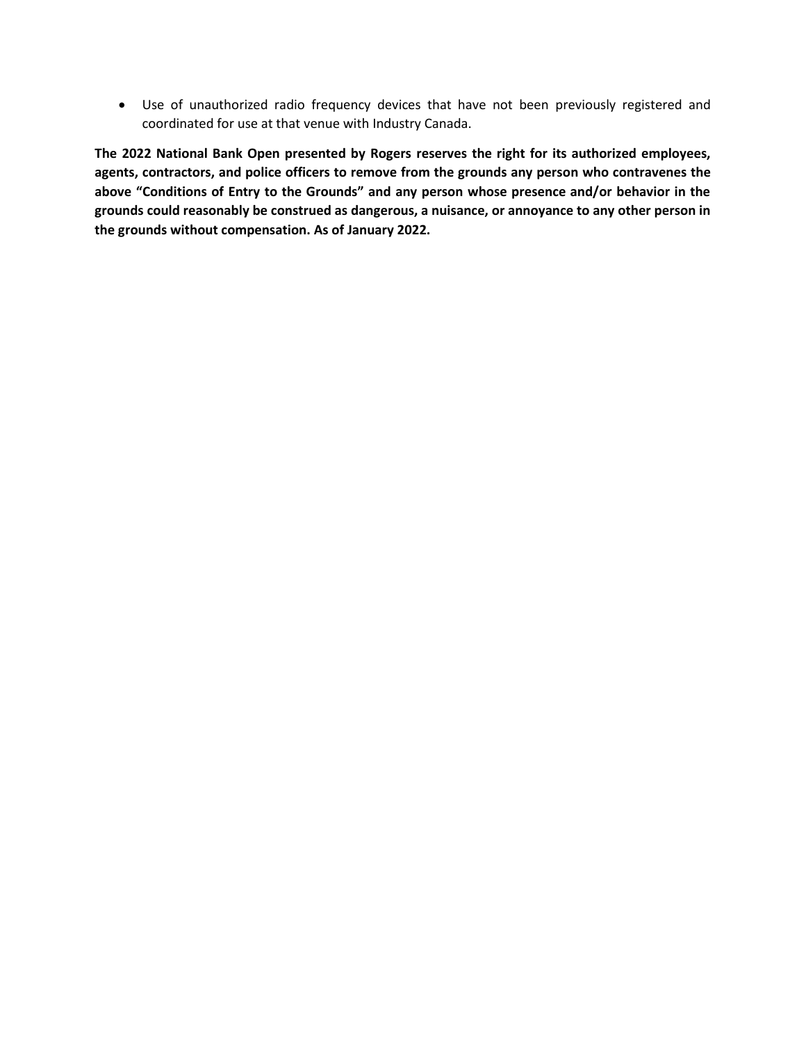- Use of unauthorized radio frequency devices that have not been previously registered and coordinated for use at that venue with Industry Canada.

**The 2022 National Bank Open presented by Rogers reserves the right for its authorized employees, agents, contractors, and police officers to remove from the grounds any person who contravenes the above "Conditions of Entry to the Grounds" and any person whose presence and/or behavior in the grounds could reasonably be construed as dangerous, a nuisance, or annoyance to any other person in the grounds without compensation. As of January 2022.**